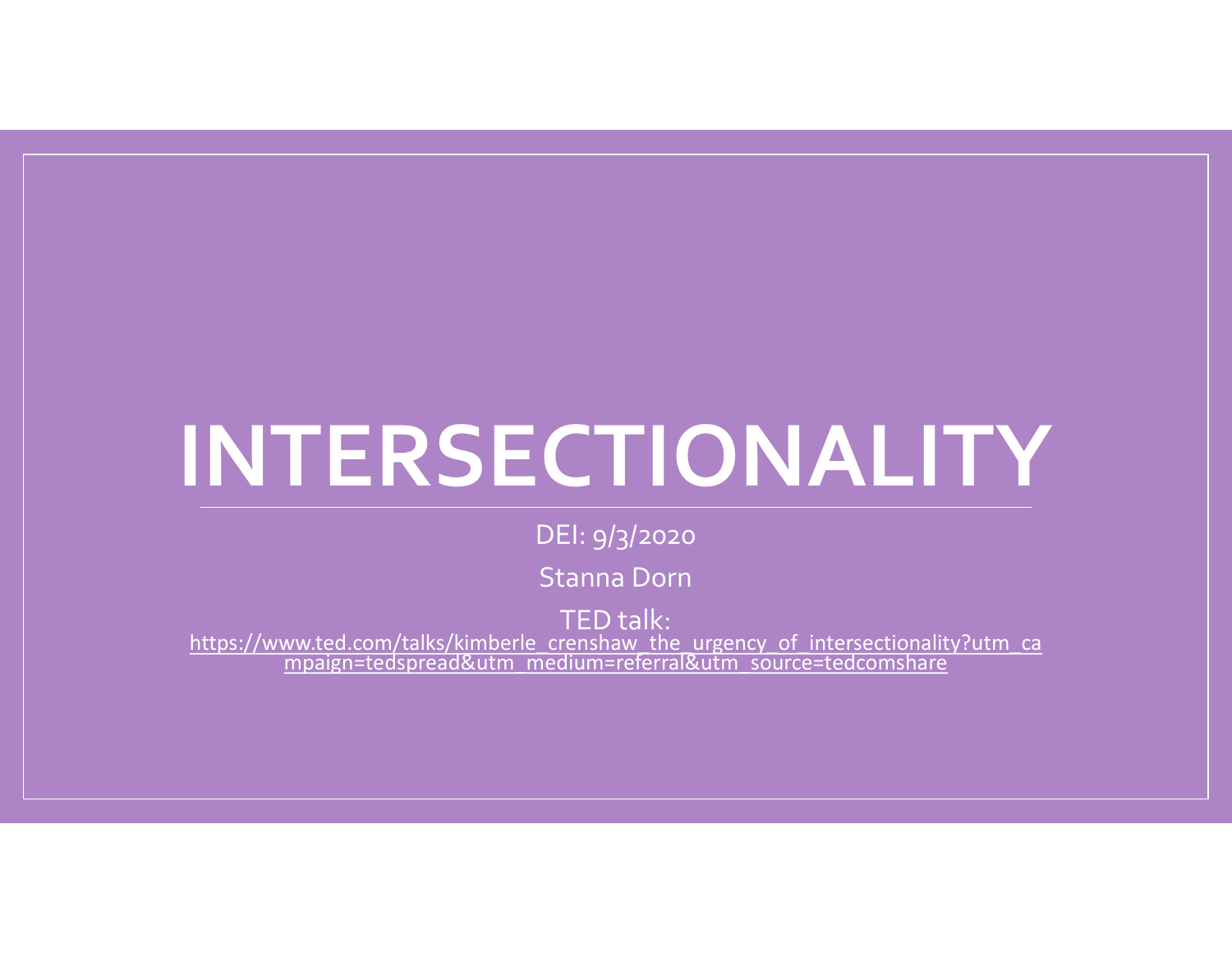# INTERSECTIONALITY

DEI: 9/3/2020

Stanna Dorn

TED talk:
https://www.ted.com/talks/kimberle_crenshaw_the_urgency_of_intersectionality?utm_campaign=tedspread&utm_medium=referral&utm_source=tedcomshare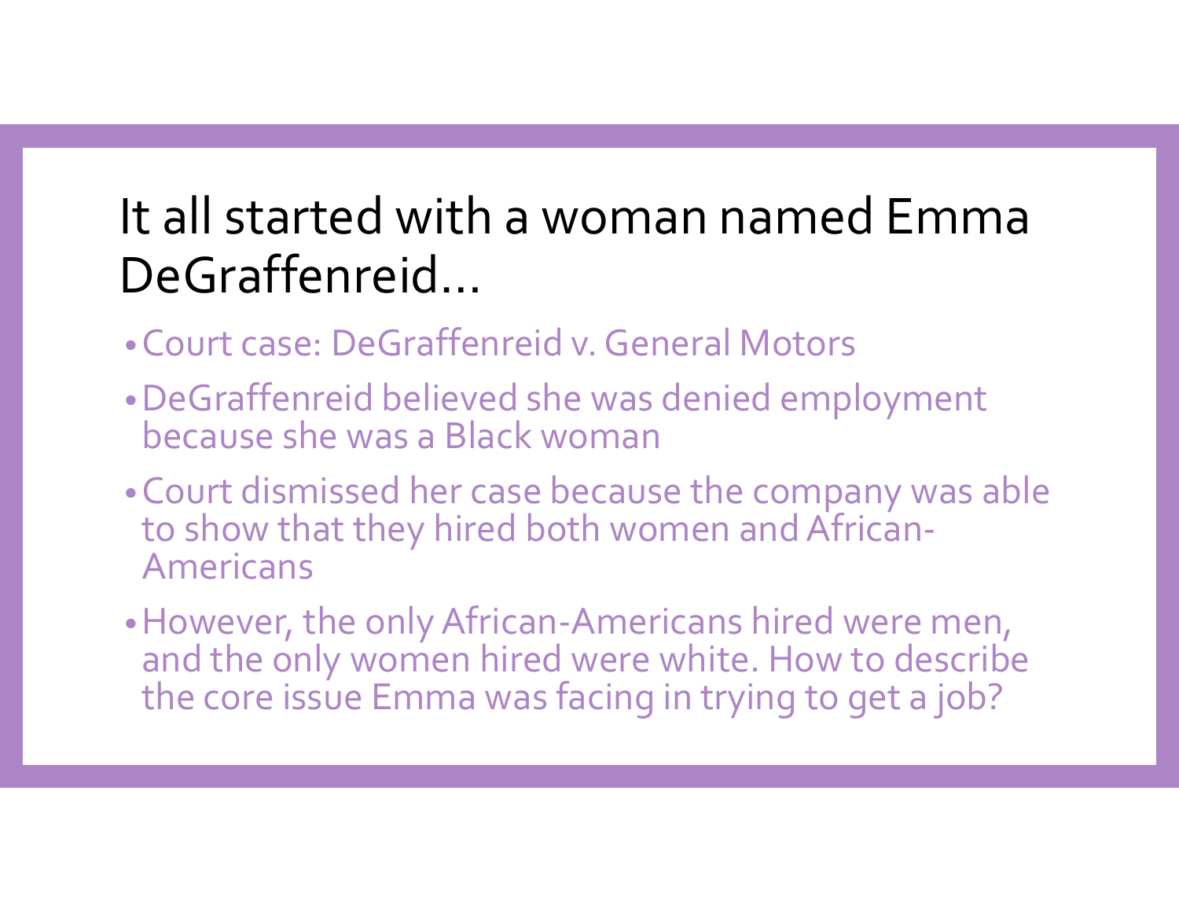# It all started with a woman named Emma DeGraffenreid…

- Court case: DeGraffenreid v. General Motors
- DeGraffenreid believed she was denied employment because she was a Black woman
- Court dismissed her case because the company was able to show that they hired both women and African-Americans
- However, the only African-Americans hired were men, and the only women hired were white. How to describe the core issue Emma was facing in trying to get a job?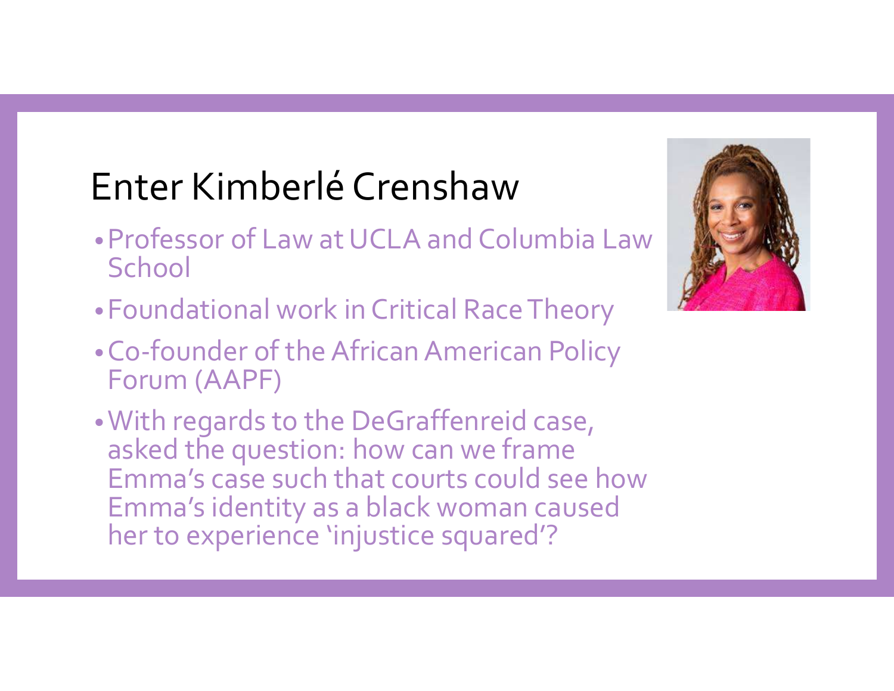# Enter Kimberlé Crenshaw

- Professor of Law at UCLA and Columbia Law School
- Foundational work in Critical Race Theory
- Co-founder of the African American Policy Forum (AAPF)
- With regards to the DeGraffenreid case, asked the question: how can we frame Emma's case such that courts could see how Emma's identity as a black woman caused her to experience 'injustice squared'?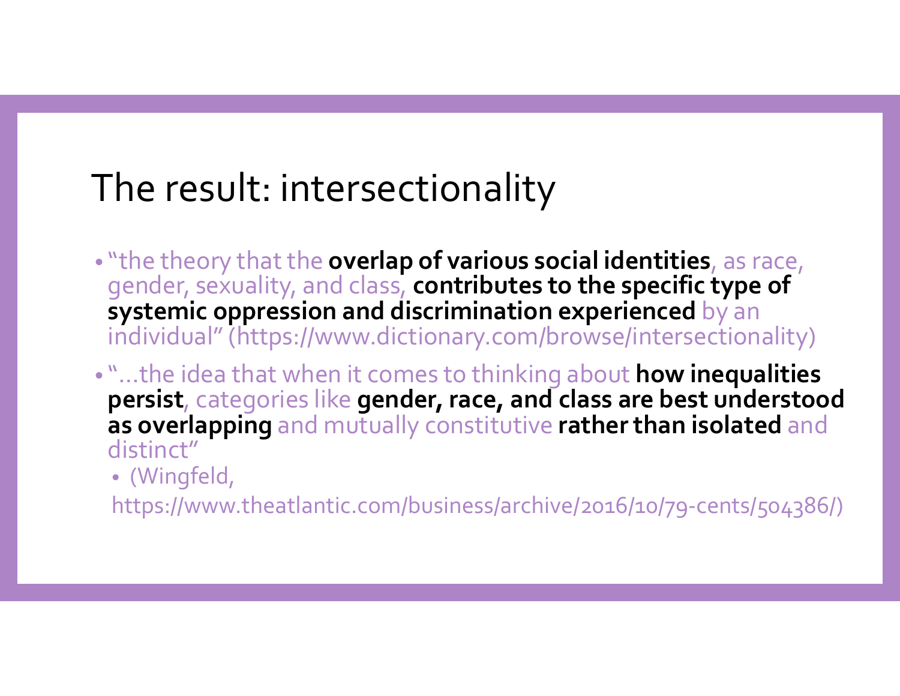# The result: intersectionality

- "the theory that the **overlap of various social identities**, as race, gender, sexuality, and class, **contributes to the specific type of systemic oppression and discrimination experienced** by an individual" (https://www.dictionary.com/browse/intersectionality)
- "…the idea that when it comes to thinking about **how inequalities persist**, categories like **gender, race, and class are best understood as overlapping** and mutually constitutive **rather than isolated** and distinct"
  - (Wingfeld, https://www.theatlantic.com/business/archive/2016/10/79-cents/504386/)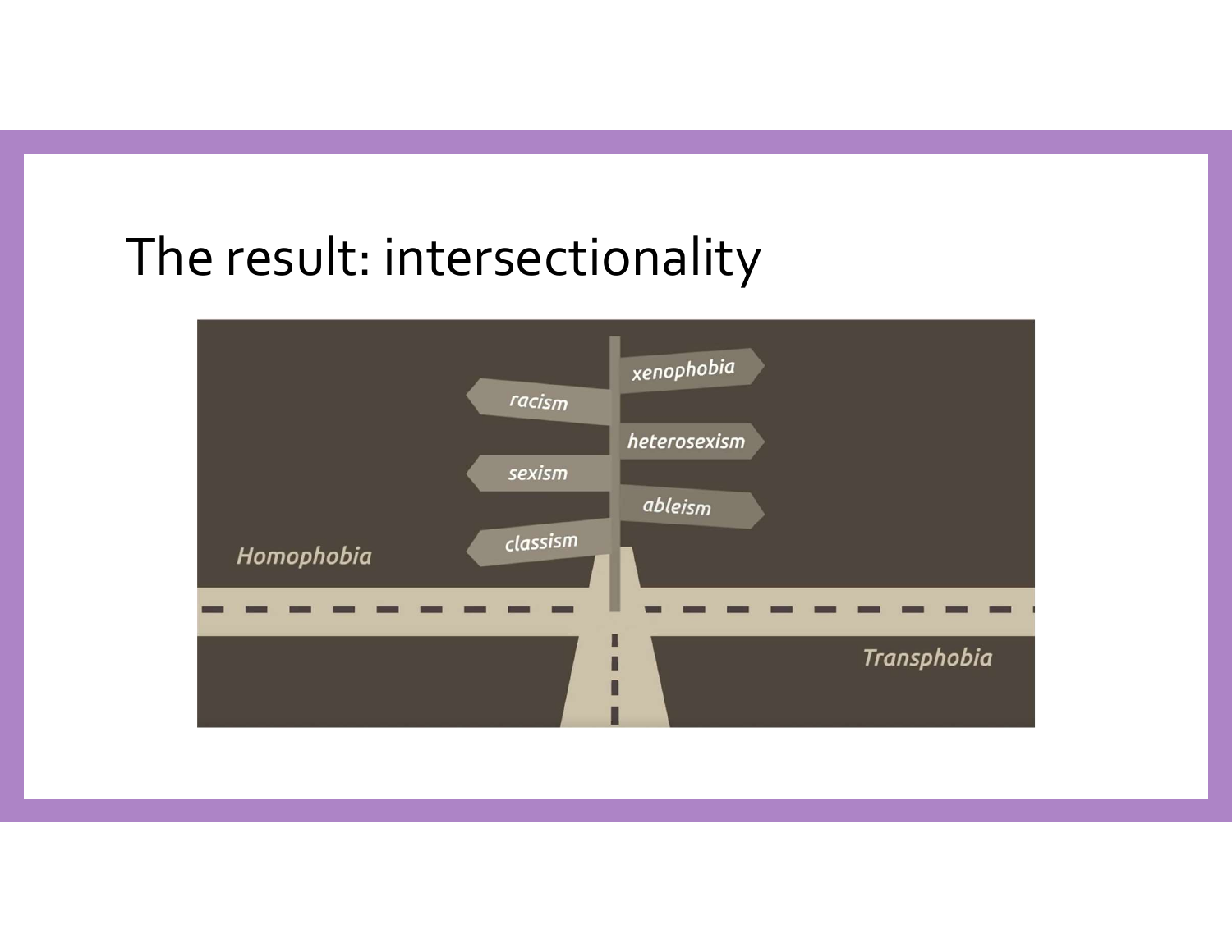# The result: intersectionality

racism

xenophobia

heterosexism

sexism

ableism

classism

Homophobia

Transphobia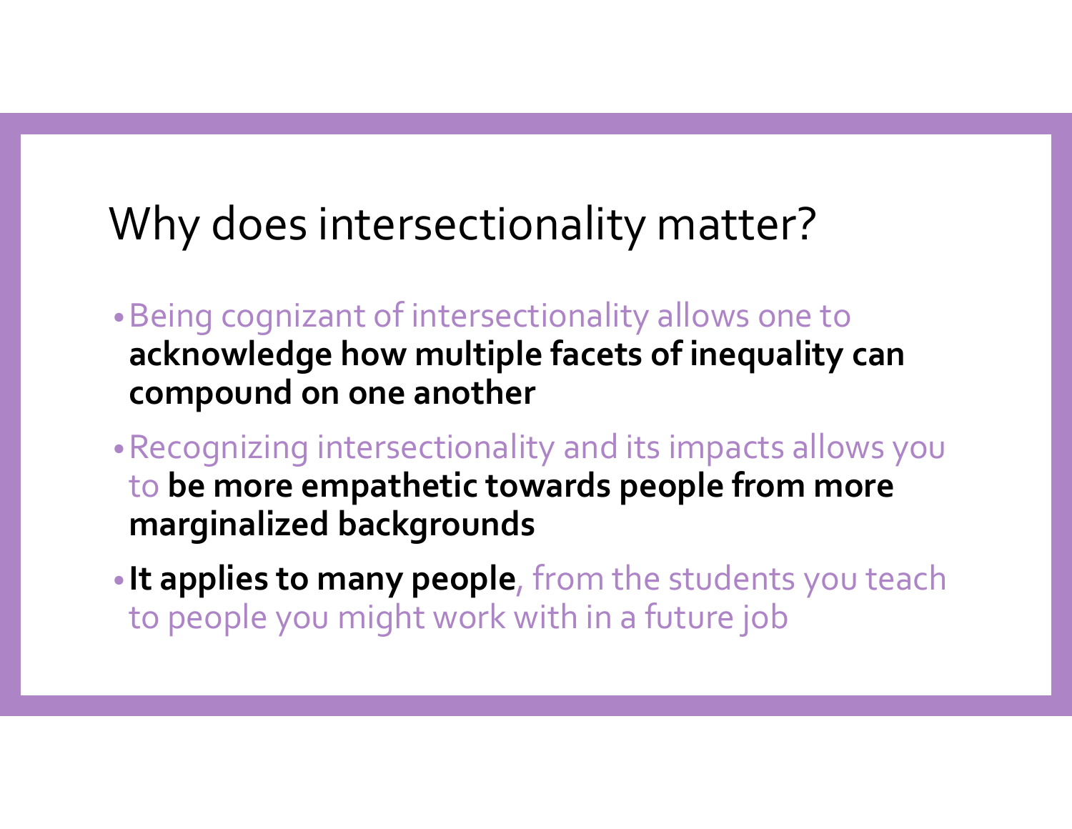# Why does intersectionality matter?

- Being cognizant of intersectionality allows one to **acknowledge how multiple facets of inequality can compound on one another**
- Recognizing intersectionality and its impacts allows you to **be more empathetic towards people from more marginalized backgrounds**
- **It applies to many people**, from the students you teach to people you might work with in a future job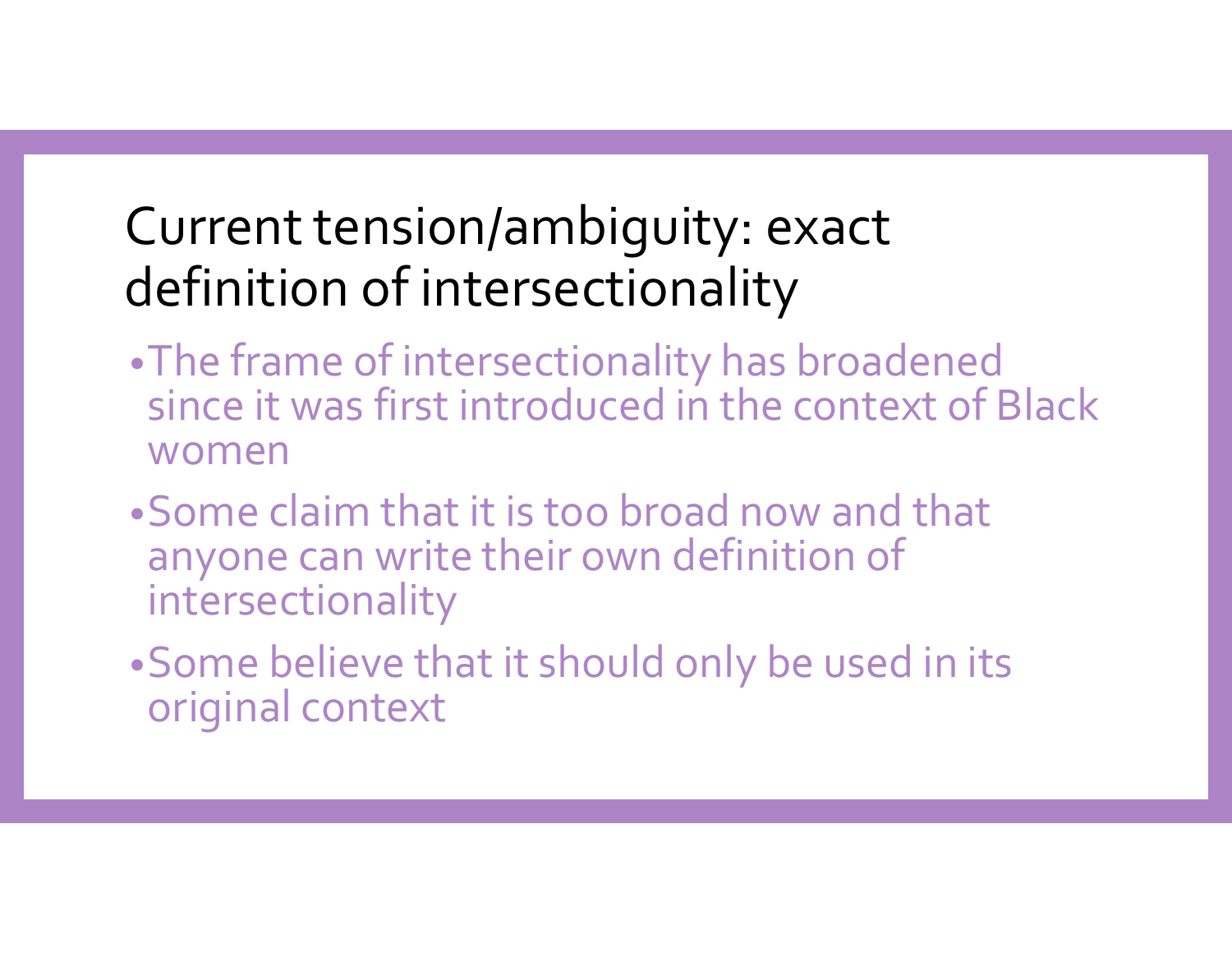# Current tension/ambiguity: exact definition of intersectionality

- The frame of intersectionality has broadened since it was first introduced in the context of Black women
- Some claim that it is too broad now and that anyone can write their own definition of intersectionality
- Some believe that it should only be used in its original context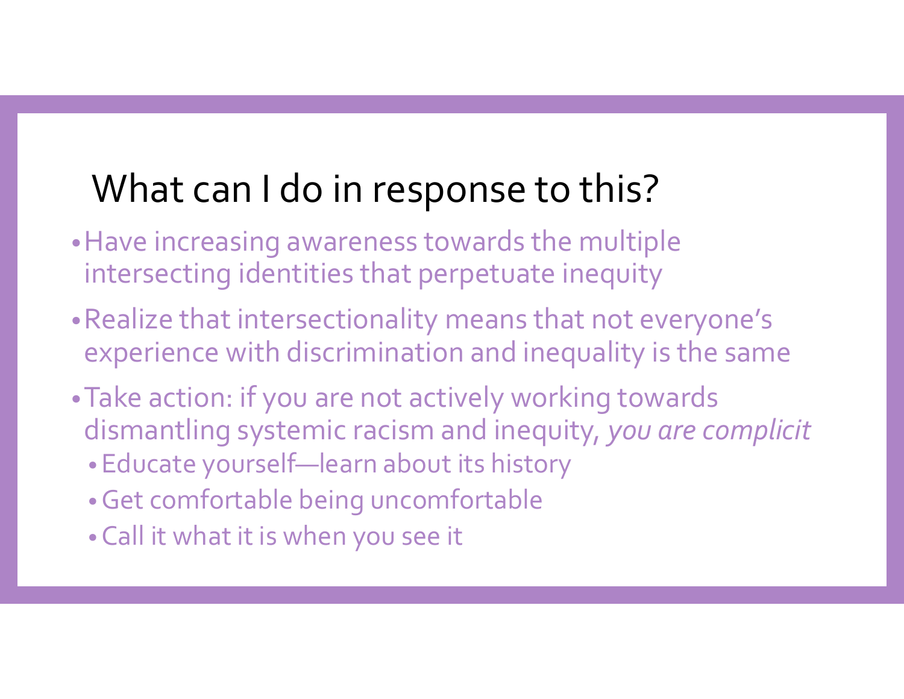# What can I do in response to this?

- Have increasing awareness towards the multiple intersecting identities that perpetuate inequity
- Realize that intersectionality means that not everyone's experience with discrimination and inequality is the same
- Take action: if you are not actively working towards dismantling systemic racism and inequity, *you are complicit*
  - Educate yourself—learn about its history
  - Get comfortable being uncomfortable
  - Call it what it is when you see it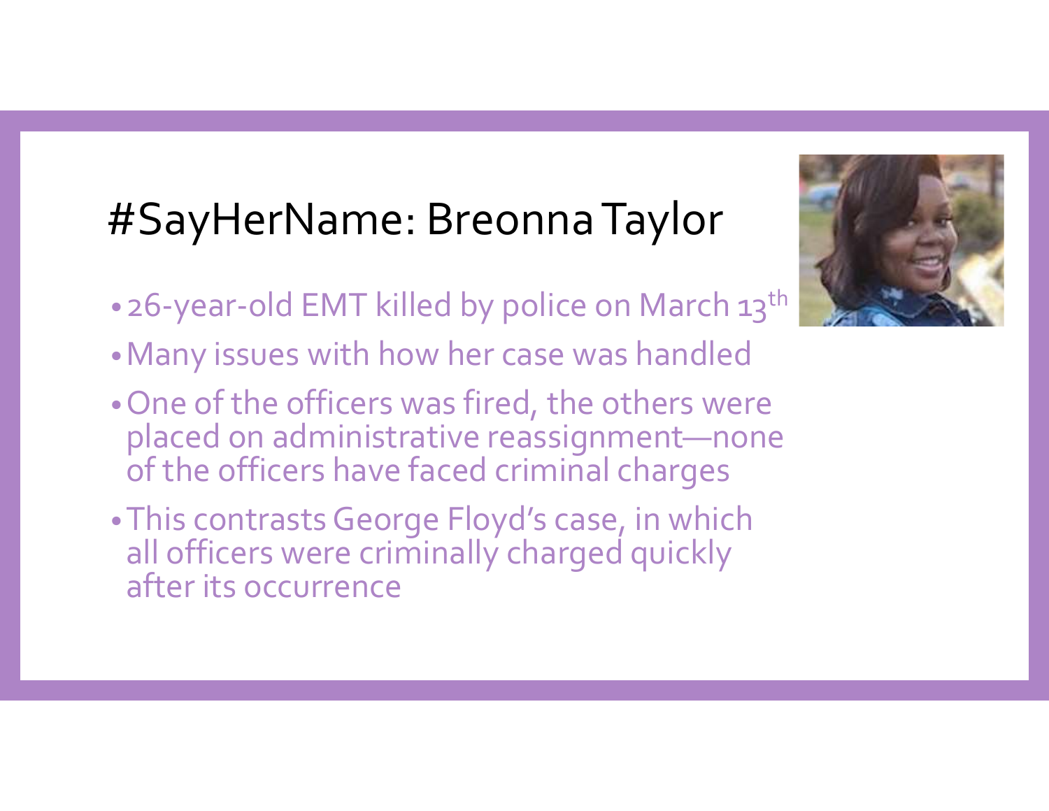# #SayHerName: Breonna Taylor

- 26-year-old EMT killed by police on March 13th
- Many issues with how her case was handled
- One of the officers was fired, the others were placed on administrative reassignment—none of the officers have faced criminal charges
- This contrasts George Floyd's case, in which all officers were criminally charged quickly after its occurrence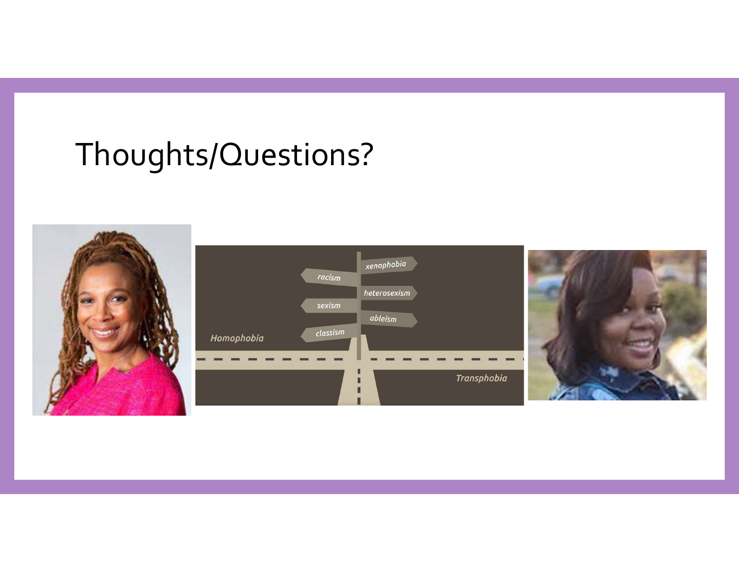# Thoughts/Questions?

racism

sexism

classism

xenophobia

heterosexism

ableism

Homophobia

Transphobia